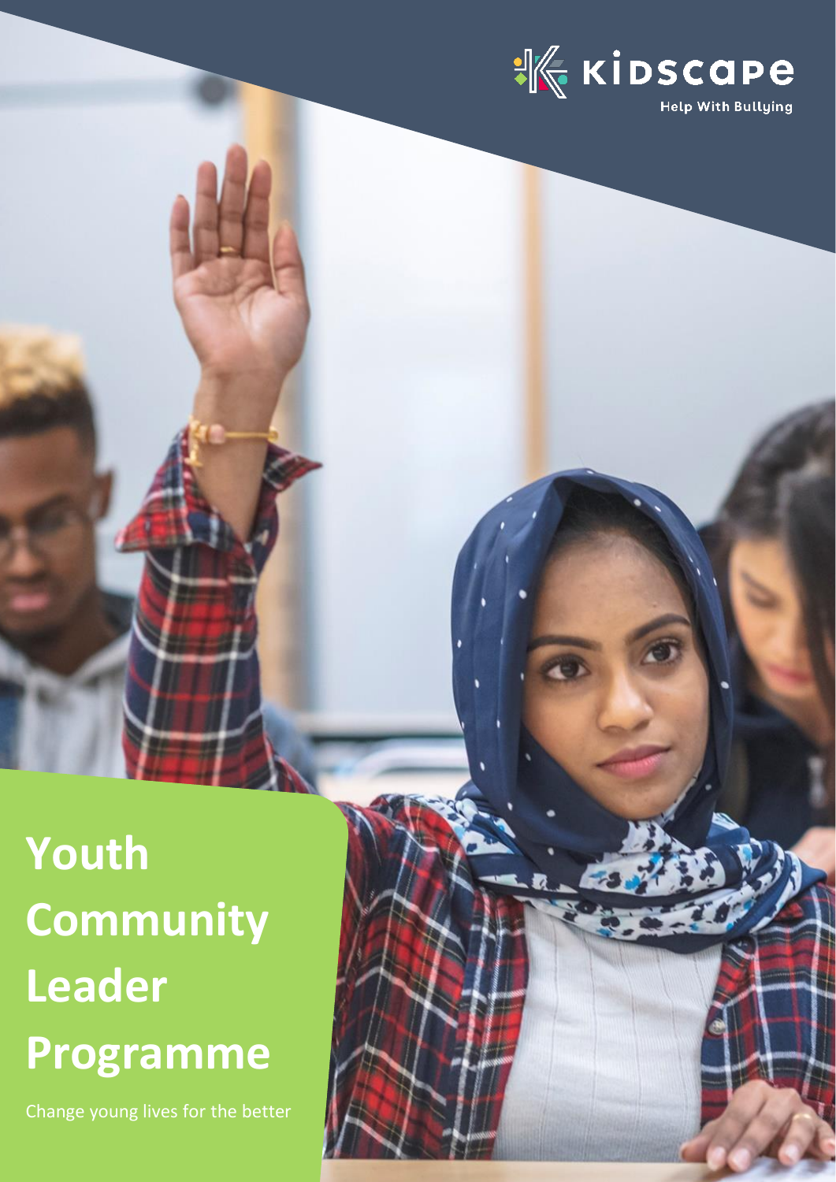Kidscape

Help With Bullying

# Youth Community Leader Programme

Change young lives for the better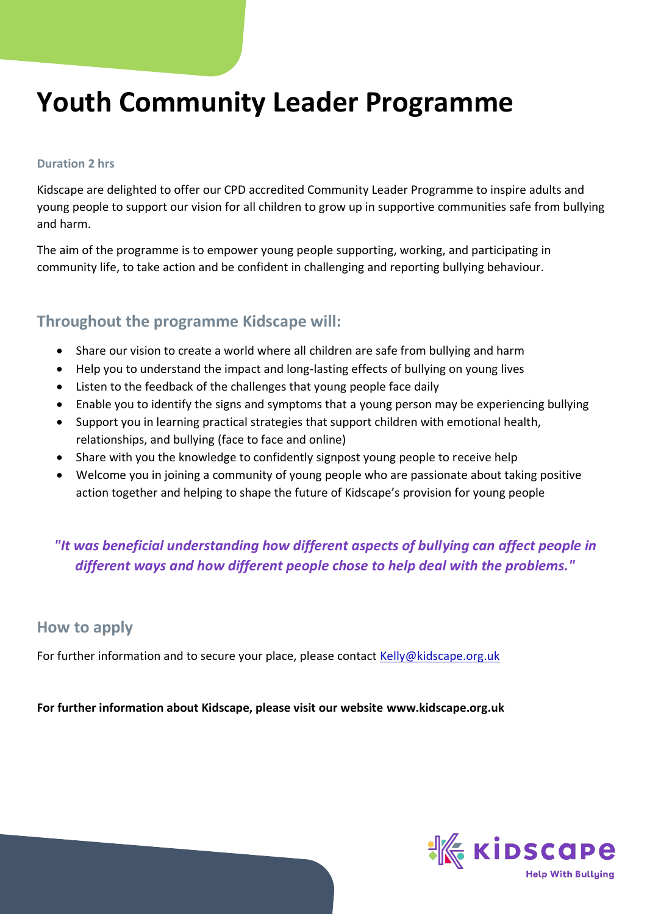# Youth Community Leader Programme

**Duration 2 hrs**

Kidscape are delighted to offer our CPD accredited Community Leader Programme to inspire adults and young people to support our vision for all children to grow up in supportive communities safe from bullying and harm.

The aim of the programme is to empower young people supporting, working, and participating in community life, to take action and be confident in challenging and reporting bullying behaviour.

## Throughout the programme Kidscape will:

- Share our vision to create a world where all children are safe from bullying and harm
- Help you to understand the impact and long-lasting effects of bullying on young lives
- Listen to the feedback of the challenges that young people face daily
- Enable you to identify the signs and symptoms that a young person may be experiencing bullying
- Support you in learning practical strategies that support children with emotional health, relationships, and bullying (face to face and online)
- Share with you the knowledge to confidently signpost young people to receive help
- Welcome you in joining a community of young people who are passionate about taking positive action together and helping to shape the future of Kidscape's provision for young people

***"It was beneficial understanding how different aspects of bullying can affect people in different ways and how different people chose to help deal with the problems."***

## How to apply

For further information and to secure your place, please contact Kelly@kidscape.org.uk

**For further information about Kidscape, please visit our website www.kidscape.org.uk**

Kidscape
Help With Bullying